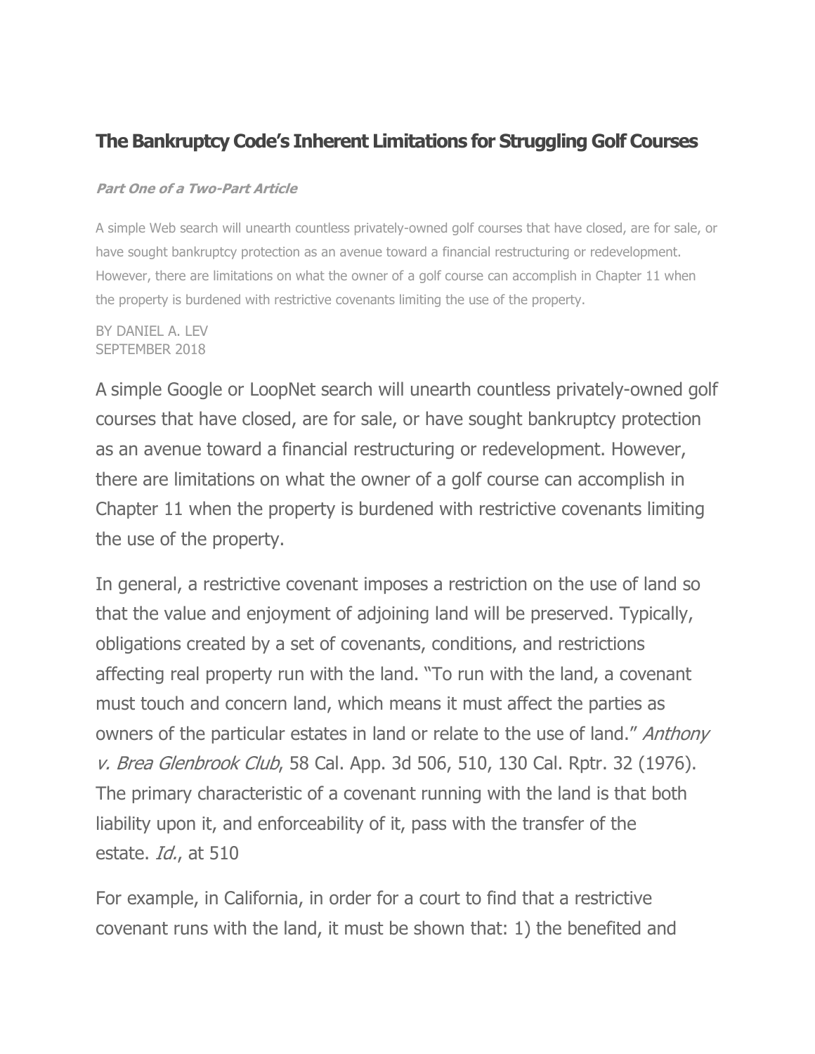## The Bankruptcy Code's Inherent Limitations for Struggling Golf Courses

***Part One of a Two-Part Article***

A simple Web search will unearth countless privately-owned golf courses that have closed, are for sale, or have sought bankruptcy protection as an avenue toward a financial restructuring or redevelopment. However, there are limitations on what the owner of a golf course can accomplish in Chapter 11 when the property is burdened with restrictive covenants limiting the use of the property.

BY DANIEL A. LEV
SEPTEMBER 2018

A simple Google or LoopNet search will unearth countless privately-owned golf courses that have closed, are for sale, or have sought bankruptcy protection as an avenue toward a financial restructuring or redevelopment. However, there are limitations on what the owner of a golf course can accomplish in Chapter 11 when the property is burdened with restrictive covenants limiting the use of the property.

In general, a restrictive covenant imposes a restriction on the use of land so that the value and enjoyment of adjoining land will be preserved. Typically, obligations created by a set of covenants, conditions, and restrictions affecting real property run with the land. "To run with the land, a covenant must touch and concern land, which means it must affect the parties as owners of the particular estates in land or relate to the use of land." *Anthony v. Brea Glenbrook Club*, 58 Cal. App. 3d 506, 510, 130 Cal. Rptr. 32 (1976). The primary characteristic of a covenant running with the land is that both liability upon it, and enforceability of it, pass with the transfer of the estate. *Id.*, at 510

For example, in California, in order for a court to find that a restrictive covenant runs with the land, it must be shown that: 1) the benefited and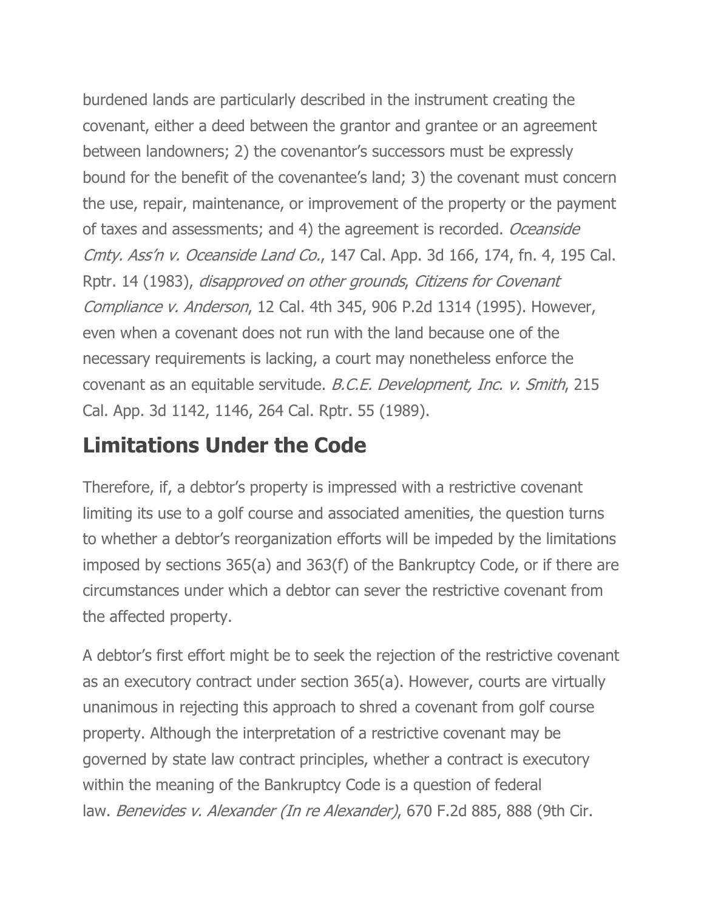burdened lands are particularly described in the instrument creating the covenant, either a deed between the grantor and grantee or an agreement between landowners; 2) the covenantor's successors must be expressly bound for the benefit of the covenantee's land; 3) the covenant must concern the use, repair, maintenance, or improvement of the property or the payment of taxes and assessments; and 4) the agreement is recorded. *Oceanside Cmty. Ass'n v. Oceanside Land Co.*, 147 Cal. App. 3d 166, 174, fn. 4, 195 Cal. Rptr. 14 (1983), *disapproved on other grounds*, *Citizens for Covenant Compliance v. Anderson*, 12 Cal. 4th 345, 906 P.2d 1314 (1995). However, even when a covenant does not run with the land because one of the necessary requirements is lacking, a court may nonetheless enforce the covenant as an equitable servitude. *B.C.E. Development, Inc. v. Smith*, 215 Cal. App. 3d 1142, 1146, 264 Cal. Rptr. 55 (1989).

## Limitations Under the Code

Therefore, if, a debtor's property is impressed with a restrictive covenant limiting its use to a golf course and associated amenities, the question turns to whether a debtor's reorganization efforts will be impeded by the limitations imposed by sections 365(a) and 363(f) of the Bankruptcy Code, or if there are circumstances under which a debtor can sever the restrictive covenant from the affected property.

A debtor's first effort might be to seek the rejection of the restrictive covenant as an executory contract under section 365(a). However, courts are virtually unanimous in rejecting this approach to shred a covenant from golf course property. Although the interpretation of a restrictive covenant may be governed by state law contract principles, whether a contract is executory within the meaning of the Bankruptcy Code is a question of federal law. *Benevides v. Alexander (In re Alexander)*, 670 F.2d 885, 888 (9th Cir.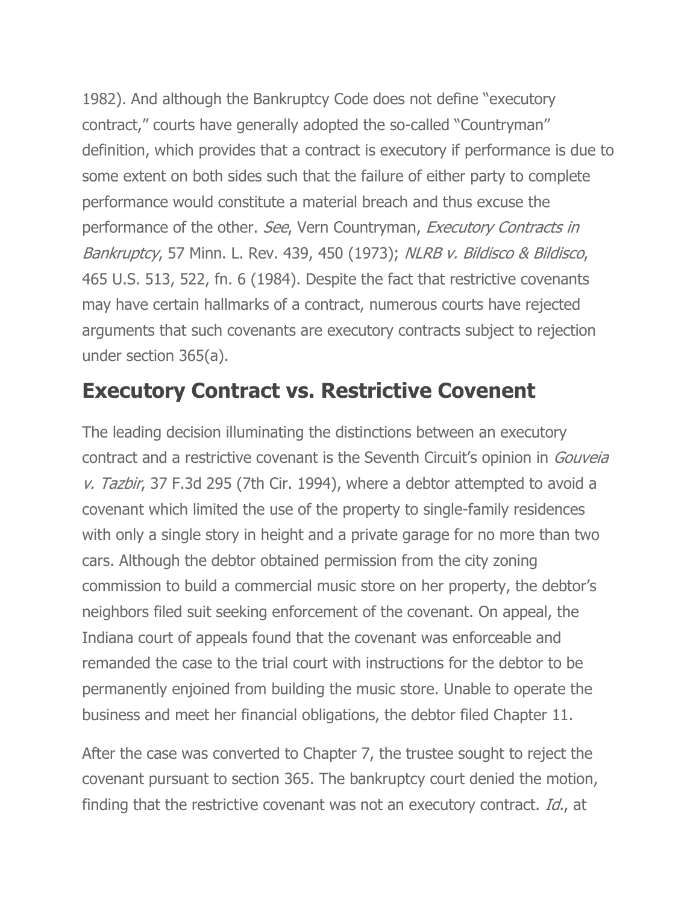1982). And although the Bankruptcy Code does not define "executory contract," courts have generally adopted the so-called "Countryman" definition, which provides that a contract is executory if performance is due to some extent on both sides such that the failure of either party to complete performance would constitute a material breach and thus excuse the performance of the other. *See*, Vern Countryman, *Executory Contracts in Bankruptcy*, 57 Minn. L. Rev. 439, 450 (1973); *NLRB v. Bildisco & Bildisco*, 465 U.S. 513, 522, fn. 6 (1984). Despite the fact that restrictive covenants may have certain hallmarks of a contract, numerous courts have rejected arguments that such covenants are executory contracts subject to rejection under section 365(a).

## Executory Contract vs. Restrictive Covenent

The leading decision illuminating the distinctions between an executory contract and a restrictive covenant is the Seventh Circuit's opinion in *Gouveia v. Tazbir*, 37 F.3d 295 (7th Cir. 1994), where a debtor attempted to avoid a covenant which limited the use of the property to single-family residences with only a single story in height and a private garage for no more than two cars. Although the debtor obtained permission from the city zoning commission to build a commercial music store on her property, the debtor's neighbors filed suit seeking enforcement of the covenant. On appeal, the Indiana court of appeals found that the covenant was enforceable and remanded the case to the trial court with instructions for the debtor to be permanently enjoined from building the music store. Unable to operate the business and meet her financial obligations, the debtor filed Chapter 11.

After the case was converted to Chapter 7, the trustee sought to reject the covenant pursuant to section 365. The bankruptcy court denied the motion, finding that the restrictive covenant was not an executory contract. *Id.*, at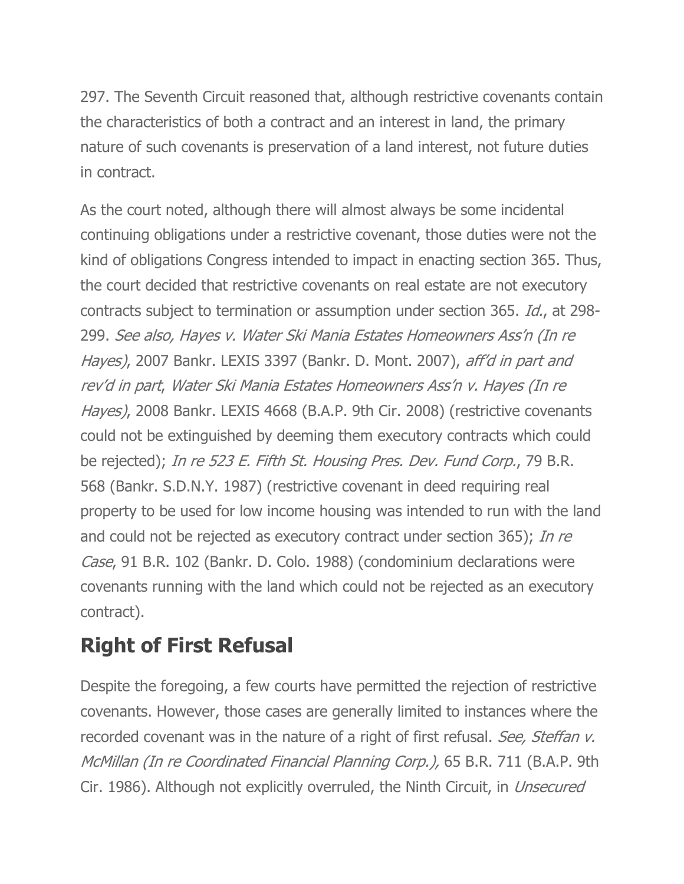297. The Seventh Circuit reasoned that, although restrictive covenants contain the characteristics of both a contract and an interest in land, the primary nature of such covenants is preservation of a land interest, not future duties in contract.

As the court noted, although there will almost always be some incidental continuing obligations under a restrictive covenant, those duties were not the kind of obligations Congress intended to impact in enacting section 365. Thus, the court decided that restrictive covenants on real estate are not executory contracts subject to termination or assumption under section 365. *Id.*, at 298-299. *See also, Hayes v. Water Ski Mania Estates Homeowners Ass'n (In re Hayes)*, 2007 Bankr. LEXIS 3397 (Bankr. D. Mont. 2007), *aff'd in part and rev'd in part*, *Water Ski Mania Estates Homeowners Ass'n v. Hayes (In re Hayes)*, 2008 Bankr. LEXIS 4668 (B.A.P. 9th Cir. 2008) (restrictive covenants could not be extinguished by deeming them executory contracts which could be rejected); *In re 523 E. Fifth St. Housing Pres. Dev. Fund Corp.*, 79 B.R. 568 (Bankr. S.D.N.Y. 1987) (restrictive covenant in deed requiring real property to be used for low income housing was intended to run with the land and could not be rejected as executory contract under section 365); *In re Case*, 91 B.R. 102 (Bankr. D. Colo. 1988) (condominium declarations were covenants running with the land which could not be rejected as an executory contract).

## Right of First Refusal

Despite the foregoing, a few courts have permitted the rejection of restrictive covenants. However, those cases are generally limited to instances where the recorded covenant was in the nature of a right of first refusal. *See, Steffan v. McMillan (In re Coordinated Financial Planning Corp.),* 65 B.R. 711 (B.A.P. 9th Cir. 1986). Although not explicitly overruled, the Ninth Circuit, in *Unsecured*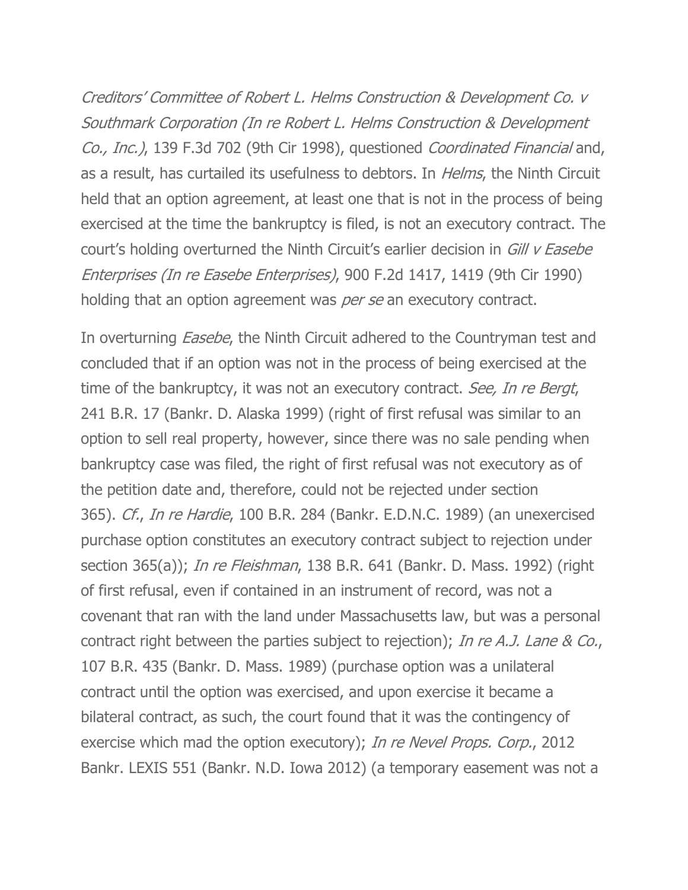*Creditors' Committee of Robert L. Helms Construction & Development Co. v Southmark Corporation (In re Robert L. Helms Construction & Development Co., Inc.)*, 139 F.3d 702 (9th Cir 1998), questioned *Coordinated Financial* and, as a result, has curtailed its usefulness to debtors. In *Helms*, the Ninth Circuit held that an option agreement, at least one that is not in the process of being exercised at the time the bankruptcy is filed, is not an executory contract. The court's holding overturned the Ninth Circuit's earlier decision in *Gill v Easebe Enterprises (In re Easebe Enterprises)*, 900 F.2d 1417, 1419 (9th Cir 1990) holding that an option agreement was *per se* an executory contract.

In overturning *Easebe*, the Ninth Circuit adhered to the Countryman test and concluded that if an option was not in the process of being exercised at the time of the bankruptcy, it was not an executory contract. *See, In re Bergt*, 241 B.R. 17 (Bankr. D. Alaska 1999) (right of first refusal was similar to an option to sell real property, however, since there was no sale pending when bankruptcy case was filed, the right of first refusal was not executory as of the petition date and, therefore, could not be rejected under section 365). *Cf.*, *In re Hardie*, 100 B.R. 284 (Bankr. E.D.N.C. 1989) (an unexercised purchase option constitutes an executory contract subject to rejection under section 365(a)); *In re Fleishman*, 138 B.R. 641 (Bankr. D. Mass. 1992) (right of first refusal, even if contained in an instrument of record, was not a covenant that ran with the land under Massachusetts law, but was a personal contract right between the parties subject to rejection); *In re A.J. Lane & Co.*, 107 B.R. 435 (Bankr. D. Mass. 1989) (purchase option was a unilateral contract until the option was exercised, and upon exercise it became a bilateral contract, as such, the court found that it was the contingency of exercise which mad the option executory); *In re Nevel Props. Corp.*, 2012 Bankr. LEXIS 551 (Bankr. N.D. Iowa 2012) (a temporary easement was not a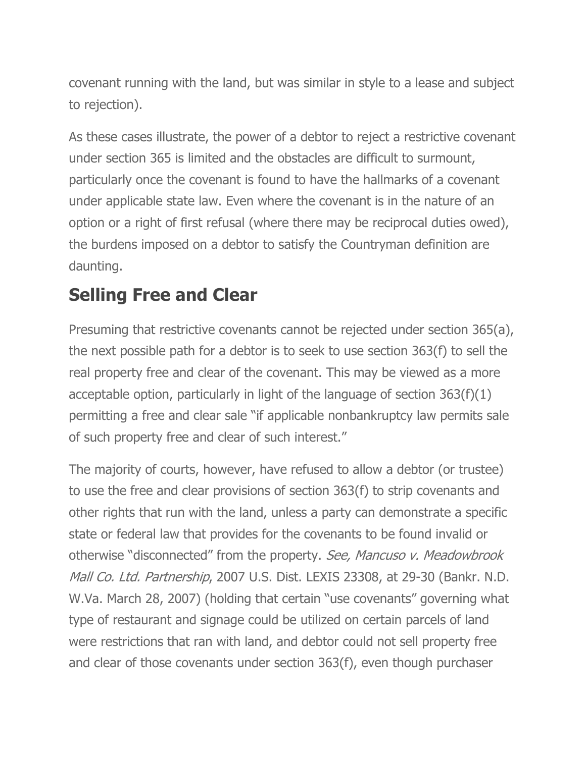covenant running with the land, but was similar in style to a lease and subject to rejection).

As these cases illustrate, the power of a debtor to reject a restrictive covenant under section 365 is limited and the obstacles are difficult to surmount, particularly once the covenant is found to have the hallmarks of a covenant under applicable state law. Even where the covenant is in the nature of an option or a right of first refusal (where there may be reciprocal duties owed), the burdens imposed on a debtor to satisfy the Countryman definition are daunting.

## Selling Free and Clear

Presuming that restrictive covenants cannot be rejected under section 365(a), the next possible path for a debtor is to seek to use section 363(f) to sell the real property free and clear of the covenant. This may be viewed as a more acceptable option, particularly in light of the language of section 363(f)(1) permitting a free and clear sale "if applicable nonbankruptcy law permits sale of such property free and clear of such interest."

The majority of courts, however, have refused to allow a debtor (or trustee) to use the free and clear provisions of section 363(f) to strip covenants and other rights that run with the land, unless a party can demonstrate a specific state or federal law that provides for the covenants to be found invalid or otherwise "disconnected" from the property. *See, Mancuso v. Meadowbrook Mall Co. Ltd. Partnership*, 2007 U.S. Dist. LEXIS 23308, at 29-30 (Bankr. N.D. W.Va. March 28, 2007) (holding that certain "use covenants" governing what type of restaurant and signage could be utilized on certain parcels of land were restrictions that ran with land, and debtor could not sell property free and clear of those covenants under section 363(f), even though purchaser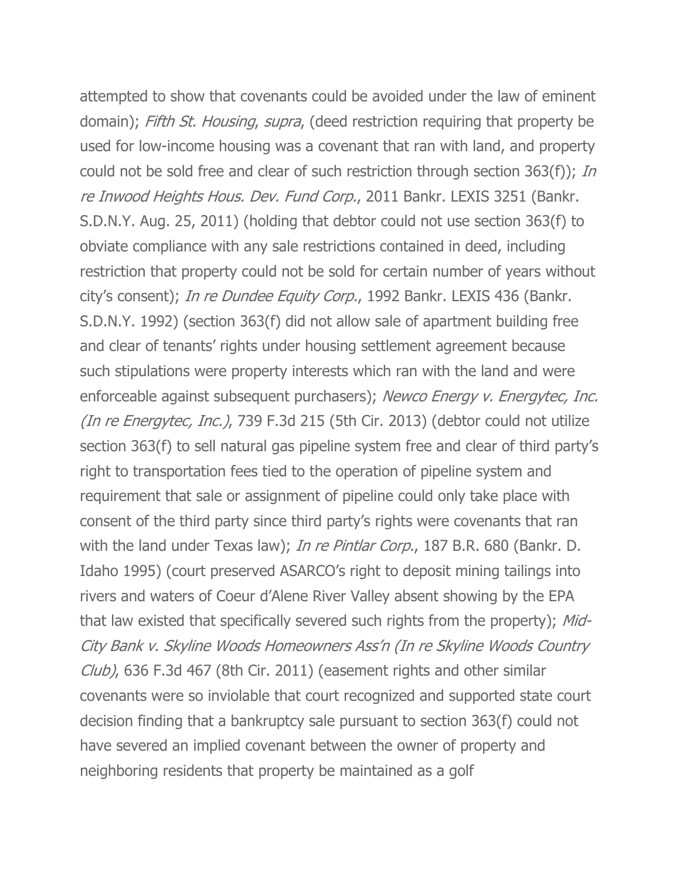attempted to show that covenants could be avoided under the law of eminent domain); *Fifth St. Housing*, *supra*, (deed restriction requiring that property be used for low-income housing was a covenant that ran with land, and property could not be sold free and clear of such restriction through section 363(f)); *In re Inwood Heights Hous. Dev. Fund Corp.*, 2011 Bankr. LEXIS 3251 (Bankr. S.D.N.Y. Aug. 25, 2011) (holding that debtor could not use section 363(f) to obviate compliance with any sale restrictions contained in deed, including restriction that property could not be sold for certain number of years without city's consent); *In re Dundee Equity Corp.*, 1992 Bankr. LEXIS 436 (Bankr. S.D.N.Y. 1992) (section 363(f) did not allow sale of apartment building free and clear of tenants' rights under housing settlement agreement because such stipulations were property interests which ran with the land and were enforceable against subsequent purchasers); *Newco Energy v. Energytec, Inc. (In re Energytec, Inc.)*, 739 F.3d 215 (5th Cir. 2013) (debtor could not utilize section 363(f) to sell natural gas pipeline system free and clear of third party's right to transportation fees tied to the operation of pipeline system and requirement that sale or assignment of pipeline could only take place with consent of the third party since third party's rights were covenants that ran with the land under Texas law); *In re Pintlar Corp.*, 187 B.R. 680 (Bankr. D. Idaho 1995) (court preserved ASARCO's right to deposit mining tailings into rivers and waters of Coeur d'Alene River Valley absent showing by the EPA that law existed that specifically severed such rights from the property); *Mid-City Bank v. Skyline Woods Homeowners Ass'n (In re Skyline Woods Country Club)*, 636 F.3d 467 (8th Cir. 2011) (easement rights and other similar covenants were so inviolable that court recognized and supported state court decision finding that a bankruptcy sale pursuant to section 363(f) could not have severed an implied covenant between the owner of property and neighboring residents that property be maintained as a golf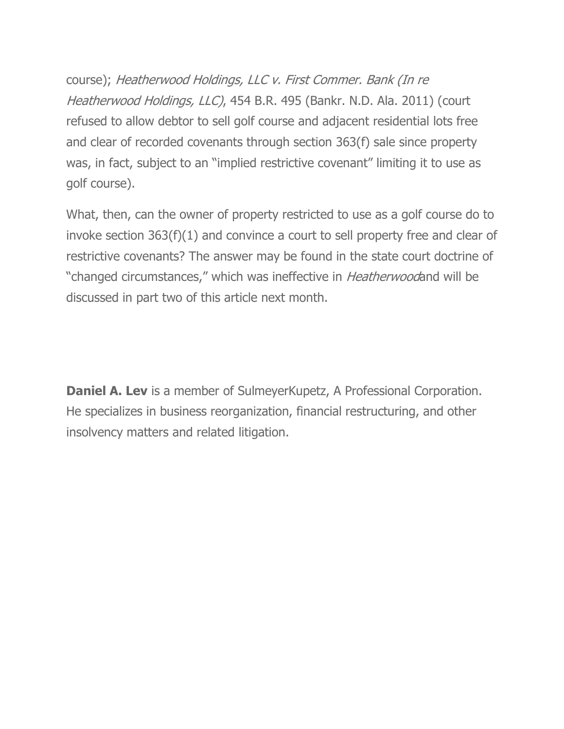course); *Heatherwood Holdings, LLC v. First Commer. Bank (In re Heatherwood Holdings, LLC)*, 454 B.R. 495 (Bankr. N.D. Ala. 2011) (court refused to allow debtor to sell golf course and adjacent residential lots free and clear of recorded covenants through section 363(f) sale since property was, in fact, subject to an "implied restrictive covenant" limiting it to use as golf course).

What, then, can the owner of property restricted to use as a golf course do to invoke section 363(f)(1) and convince a court to sell property free and clear of restrictive covenants? The answer may be found in the state court doctrine of "changed circumstances," which was ineffective in *Heatherwood*and will be discussed in part two of this article next month.

**Daniel A. Lev** is a member of SulmeyerKupetz, A Professional Corporation. He specializes in business reorganization, financial restructuring, and other insolvency matters and related litigation.